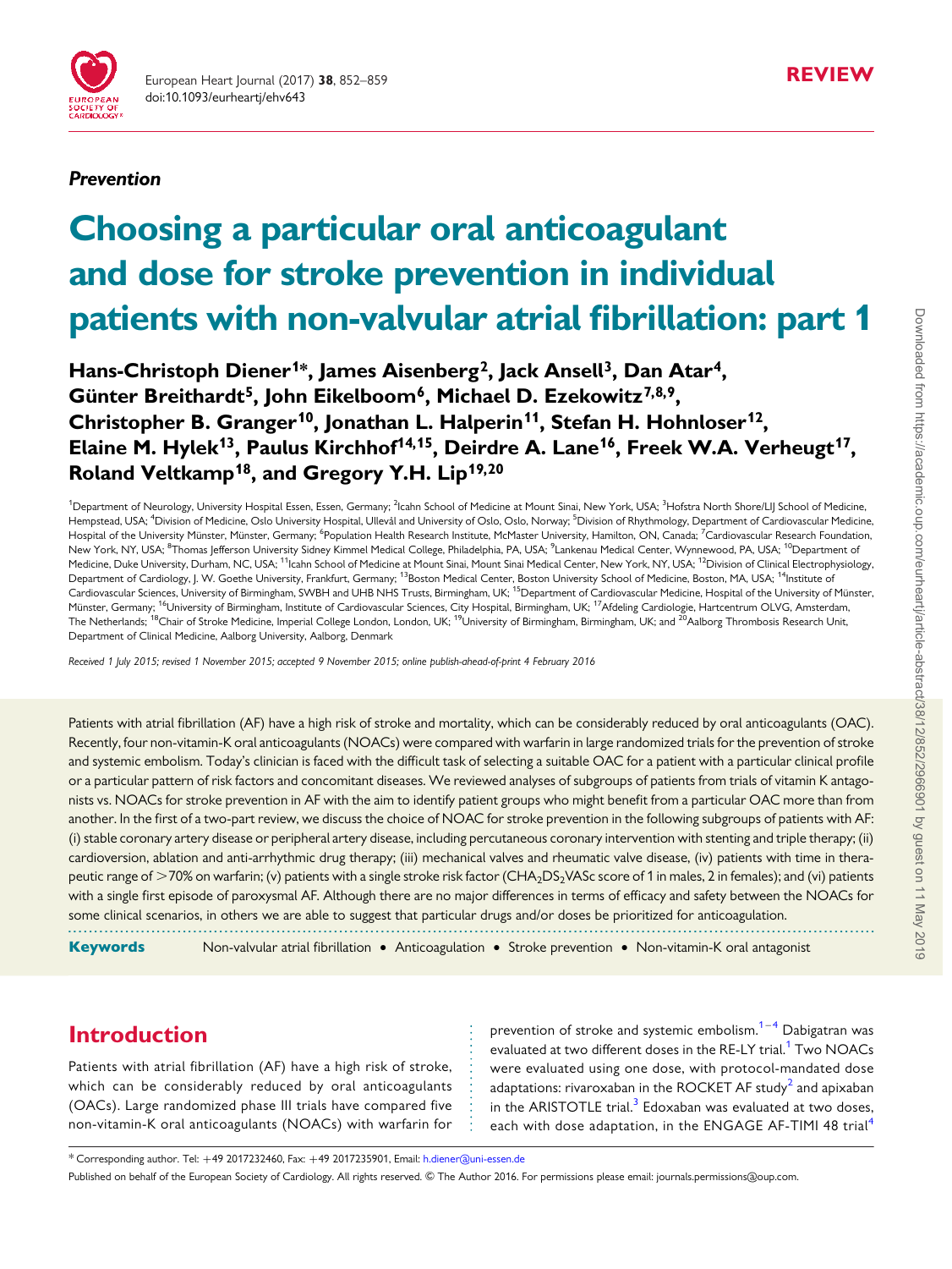REVIEW

*Prevention*

# Choosing a particular oral anticoagulant and dose for stroke prevention in individual patients with non-valvular atrial fibrillation: part 1

**Hans-Christoph Diener[1]*, James Aisenberg[2], Jack Ansell[3], Dan Atar[4], Günter Breithardt[5], John Eikelboom[6], Michael D. Ezekowitz[7,8,9], Christopher B. Granger[10], Jonathan L. Halperin[11], Stefan H. Hohnloser[12], Elaine M. Hylek[13], Paulus Kirchhof[14,15], Deirdre A. Lane[16], Freek W.A. Verheugt[17], Roland Veltkamp[18], and Gregory Y.H. Lip[19,20]**

[1]Department of Neurology, University Hospital Essen, Essen, Germany; [2]Icahn School of Medicine at Mount Sinai, New York, USA; [3]Hofstra North Shore/LIJ School of Medicine, Hempstead, USA; [4]Division of Medicine, Oslo University Hospital, Ullevål and University of Oslo, Oslo, Norway; [5]Division of Rhythmology, Department of Cardiovascular Medicine, Hospital of the University Münster, Münster, Germany; [6]Population Health Research Institute, McMaster University, Hamilton, ON, Canada; [7]Cardiovascular Research Foundation, New York, NY, USA; [8]Thomas Jefferson University Sidney Kimmel Medical College, Philadelphia, PA, USA; [9]Lankenau Medical Center, Wynnewood, PA, USA; [10]Department of Medicine, Duke University, Durham, NC, USA; [11]Icahn School of Medicine at Mount Sinai, Mount Sinai Medical Center, New York, NY, USA; [12]Division of Clinical Electrophysiology, Department of Cardiology, J. W. Goethe University, Frankfurt, Germany; [13]Boston Medical Center, Boston University School of Medicine, Boston, MA, USA; [14]Institute of Cardiovascular Sciences, University of Birmingham, SWBH and UHB NHS Trusts, Birmingham, UK; [15]Department of Cardiovascular Medicine, Hospital of the University of Münster, Münster, Germany; [16]University of Birmingham, Institute of Cardiovascular Sciences, City Hospital, Birmingham, UK; [17]Afdeling Cardiologie, Hartcentrum OLVG, Amsterdam, The Netherlands; [18]Chair of Stroke Medicine, Imperial College London, London, UK; [19]University of Birmingham, Birmingham, UK; and [20]Aalborg Thrombosis Research Unit, Department of Clinical Medicine, Aalborg University, Aalborg, Denmark

*Received 1 July 2015; revised 1 November 2015; accepted 9 November 2015; online publish-ahead-of-print 4 February 2016*

Patients with atrial fibrillation (AF) have a high risk of stroke and mortality, which can be considerably reduced by oral anticoagulants (OAC). Recently, four non-vitamin-K oral anticoagulants (NOACs) were compared with warfarin in large randomized trials for the prevention of stroke and systemic embolism. Today's clinician is faced with the difficult task of selecting a suitable OAC for a patient with a particular clinical profile or a particular pattern of risk factors and concomitant diseases. We reviewed analyses of subgroups of patients from trials of vitamin K antagonists vs. NOACs for stroke prevention in AF with the aim to identify patient groups who might benefit from a particular OAC more than from another. In the first of a two-part review, we discuss the choice of NOAC for stroke prevention in the following subgroups of patients with AF: (i) stable coronary artery disease or peripheral artery disease, including percutaneous coronary intervention with stenting and triple therapy; (ii) cardioversion, ablation and anti-arrhythmic drug therapy; (iii) mechanical valves and rheumatic valve disease, (iv) patients with time in therapeutic range of >70% on warfarin; (v) patients with a single stroke risk factor ($CHA_2DS_2VASc$ score of 1 in males, 2 in females); and (vi) patients with a single first episode of paroxysmal AF. Although there are no major differences in terms of efficacy and safety between the NOACs for some clinical scenarios, in others we are able to suggest that particular drugs and/or doses be prioritized for anticoagulation.

**Keywords** Non-valvular atrial fibrillation • Anticoagulation • Stroke prevention • Non-vitamin-K oral antagonist

## Introduction

Patients with atrial fibrillation (AF) have a high risk of stroke, which can be considerably reduced by oral anticoagulants (OACs). Large randomized phase III trials have compared five non-vitamin-K oral anticoagulants (NOACs) with warfarin for prevention of stroke and systemic embolism.[1–4] Dabigatran was evaluated at two different doses in the RE-LY trial.[1] Two NOACs were evaluated using one dose, with protocol-mandated dose adaptations: rivaroxaban in the ROCKET AF study[2] and apixaban in the ARISTOTLE trial.[3] Edoxaban was evaluated at two doses, each with dose adaptation, in the ENGAGE AF-TIMI 48 trial[4]

* Corresponding author. Tel: +49 2017232460, Fax: +49 2017235901, Email: h.diener@uni-essen.de

Published on behalf of the European Society of Cardiology. All rights reserved. © The Author 2016. For permissions please email: journals.permissions@oup.com.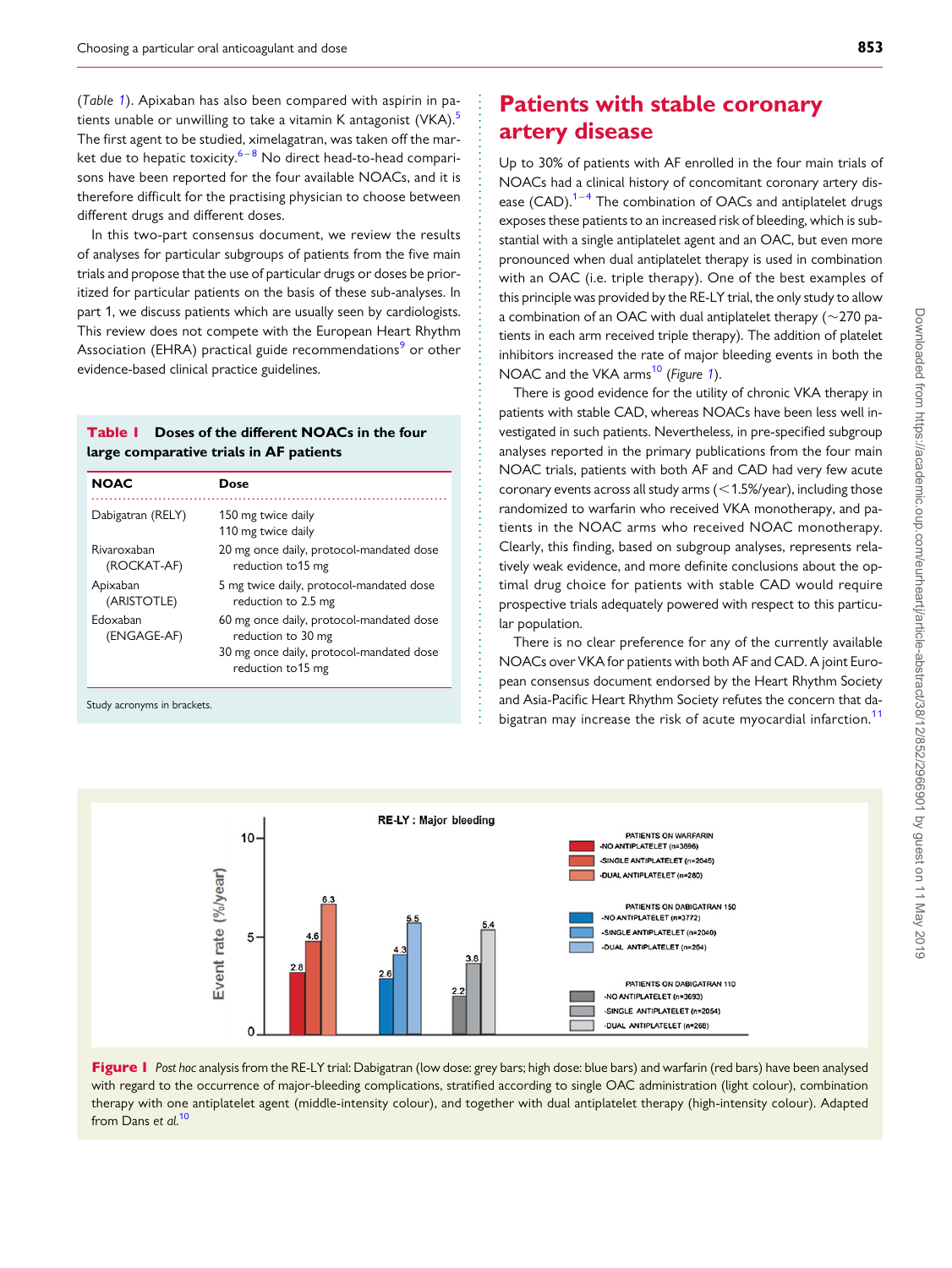(*Table 1*). Apixaban has also been compared with aspirin in patients unable or unwilling to take a vitamin K antagonist (VKA).[5] The first agent to be studied, ximelagatran, was taken off the market due to hepatic toxicity.[6–8] No direct head-to-head comparisons have been reported for the four available NOACs, and it is therefore difficult for the practising physician to choose between different drugs and different doses.

In this two-part consensus document, we review the results of analyses for particular subgroups of patients from the five main trials and propose that the use of particular drugs or doses be prioritized for particular patients on the basis of these sub-analyses. In part 1, we discuss patients which are usually seen by cardiologists. This review does not compete with the European Heart Rhythm Association (EHRA) practical guide recommendations[9] or other evidence-based clinical practice guidelines.

**Table 1 Doses of the different NOACs in the four large comparative trials in AF patients**

| NOAC | Dose |
|---|---|
| Dabigatran (RELY) | 150 mg twice daily<br>110 mg twice daily |
| Rivaroxaban (ROCKAT-AF) | 20 mg once daily, protocol-mandated dose reduction to15 mg |
| Apixaban (ARISTOTLE) | 5 mg twice daily, protocol-mandated dose reduction to 2.5 mg |
| Edoxaban (ENGAGE-AF) | 60 mg once daily, protocol-mandated dose reduction to 30 mg<br>30 mg once daily, protocol-mandated dose reduction to15 mg |

Study acronyms in brackets.

## Patients with stable coronary artery disease

Up to 30% of patients with AF enrolled in the four main trials of NOACs had a clinical history of concomitant coronary artery disease (CAD).[1–4] The combination of OACs and antiplatelet drugs exposes these patients to an increased risk of bleeding, which is substantial with a single antiplatelet agent and an OAC, but even more pronounced when dual antiplatelet therapy is used in combination with an OAC (i.e. triple therapy). One of the best examples of this principle was provided by the RE-LY trial, the only study to allow a combination of an OAC with dual antiplatelet therapy (~270 patients in each arm received triple therapy). The addition of platelet inhibitors increased the rate of major bleeding events in both the NOAC and the VKA arms[10] (*Figure 1*).

There is good evidence for the utility of chronic VKA therapy in patients with stable CAD, whereas NOACs have been less well investigated in such patients. Nevertheless, in pre-specified subgroup analyses reported in the primary publications from the four main NOAC trials, patients with both AF and CAD had very few acute coronary events across all study arms (<1.5%/year), including those randomized to warfarin who received VKA monotherapy, and patients in the NOAC arms who received NOAC monotherapy. Clearly, this finding, based on subgroup analyses, represents relatively weak evidence, and more definite conclusions about the optimal drug choice for patients with stable CAD would require prospective trials adequately powered with respect to this particular population.

There is no clear preference for any of the currently available NOACs over VKA for patients with both AF and CAD. A joint European consensus document endorsed by the Heart Rhythm Society and Asia-Pacific Heart Rhythm Society refutes the concern that dabigatran may increase the risk of acute myocardial infarction.[11]

RE-LY : Major bleeding

Event rate (%/year)

10
5
0

2.8 4.6 6.3
2.6 4.3 5.5
2.2 3.8 5.4

PATIENTS ON WARFARIN
-NO ANTIPLATELET (n=3696)
-SINGLE ANTIPLATELET (n=2046)
-DUAL ANTIPLATELET (n=280)

PATIENTS ON DABIGATRAN 150
-NO ANTIPLATELET (n=3772)
-SINGLE ANTIPLATELET (n=2040)
-DUAL ANTIPLATELET (n=264)

PATIENTS ON DABIGATRAN 110
-NO ANTIPLATELET (n=3693)
-SINGLE ANTIPLATELET (n=2054)
-DUAL ANTIPLATELET (n=268)

**Figure 1** *Post hoc* analysis from the RE-LY trial: Dabigatran (low dose: grey bars; high dose: blue bars) and warfarin (red bars) have been analysed with regard to the occurrence of major-bleeding complications, stratified according to single OAC administration (light colour), combination therapy with one antiplatelet agent (middle-intensity colour), and together with dual antiplatelet therapy (high-intensity colour). Adapted from Dans *et al.*[10]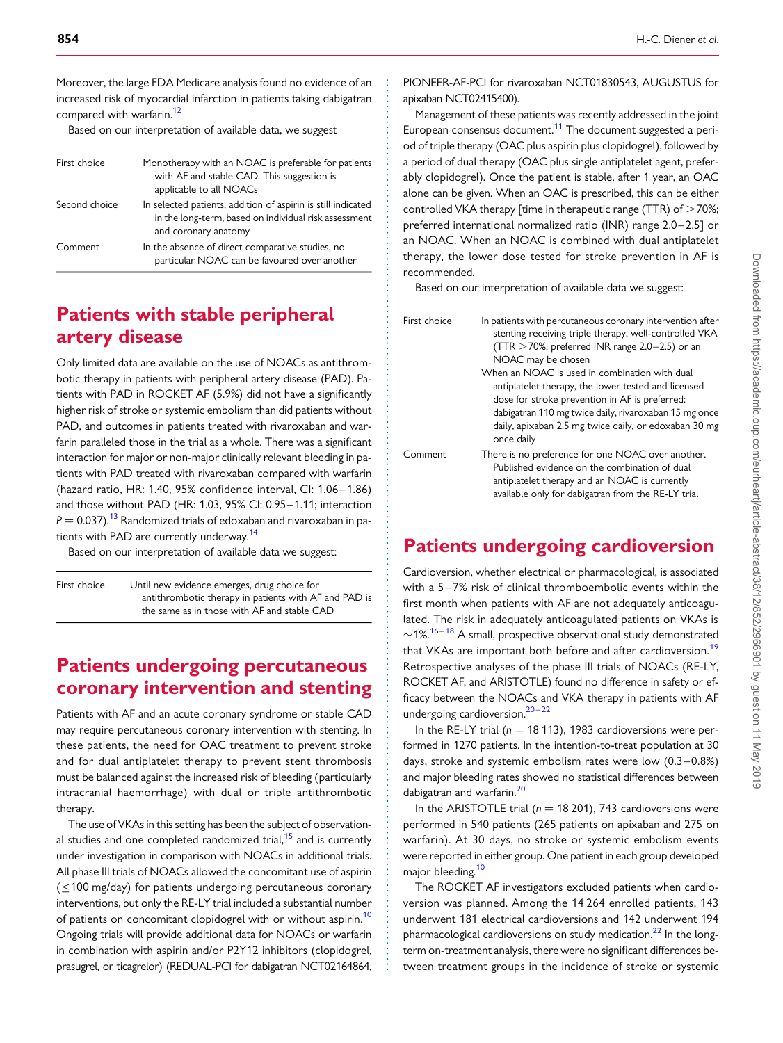Moreover, the large FDA Medicare analysis found no evidence of an increased risk of myocardial infarction in patients taking dabigatran compared with warfarin.[12]

Based on our interpretation of available data, we suggest

| | |
|---|---|
| First choice | Monotherapy with an NOAC is preferable for patients with AF and stable CAD. This suggestion is applicable to all NOACs |
| Second choice | In selected patients, addition of aspirin is still indicated in the long-term, based on individual risk assessment and coronary anatomy |
| Comment | In the absence of direct comparative studies, no particular NOAC can be favoured over another |

## Patients with stable peripheral artery disease

Only limited data are available on the use of NOACs as antithrombotic therapy in patients with peripheral artery disease (PAD). Patients with PAD in ROCKET AF (5.9%) did not have a significantly higher risk of stroke or systemic embolism than did patients without PAD, and outcomes in patients treated with rivaroxaban and warfarin paralleled those in the trial as a whole. There was a significant interaction for major or non-major clinically relevant bleeding in patients with PAD treated with rivaroxaban compared with warfarin (hazard ratio, HR: 1.40, 95% confidence interval, CI: 1.06–1.86) and those without PAD (HR: 1.03, 95% CI: 0.95–1.11; interaction $P = 0.037$).[13] Randomized trials of edoxaban and rivaroxaban in patients with PAD are currently underway.[14]

Based on our interpretation of available data we suggest:

| | |
|---|---|
| First choice | Until new evidence emerges, drug choice for antithrombotic therapy in patients with AF and PAD is the same as in those with AF and stable CAD |

## Patients undergoing percutaneous coronary intervention and stenting

Patients with AF and an acute coronary syndrome or stable CAD may require percutaneous coronary intervention with stenting. In these patients, the need for OAC treatment to prevent stroke and for dual antiplatelet therapy to prevent stent thrombosis must be balanced against the increased risk of bleeding (particularly intracranial haemorrhage) with dual or triple antithrombotic therapy.

The use of VKAs in this setting has been the subject of observational studies and one completed randomized trial,[15] and is currently under investigation in comparison with NOACs in additional trials. All phase III trials of NOACs allowed the concomitant use of aspirin (≤100 mg/day) for patients undergoing percutaneous coronary interventions, but only the RE-LY trial included a substantial number of patients on concomitant clopidogrel with or without aspirin.[10] Ongoing trials will provide additional data for NOACs or warfarin in combination with aspirin and/or P2Y12 inhibitors (clopidogrel, prasugrel, or ticagrelor) (REDUAL-PCI for dabigatran NCT02164864, PIONEER-AF-PCI for rivaroxaban NCT01830543, AUGUSTUS for apixaban NCT02415400).

Management of these patients was recently addressed in the joint European consensus document.[11] The document suggested a period of triple therapy (OAC plus aspirin plus clopidogrel), followed by a period of dual therapy (OAC plus single antiplatelet agent, preferably clopidogrel). Once the patient is stable, after 1 year, an OAC alone can be given. When an OAC is prescribed, this can be either controlled VKA therapy [time in therapeutic range (TTR) of >70%; preferred international normalized ratio (INR) range 2.0–2.5] or an NOAC. When an NOAC is combined with dual antiplatelet therapy, the lower dose tested for stroke prevention in AF is recommended.

Based on our interpretation of available data we suggest:

| | |
|---|---|
| First choice | In patients with percutaneous coronary intervention after stenting receiving triple therapy, well-controlled VKA (TTR >70%, preferred INR range 2.0–2.5) or an NOAC may be chosen<br>When an NOAC is used in combination with dual antiplatelet therapy, the lower tested and licensed dose for stroke prevention in AF is preferred: dabigatran 110 mg twice daily, rivaroxaban 15 mg once daily, apixaban 2.5 mg twice daily, or edoxaban 30 mg once daily |
| Comment | There is no preference for one NOAC over another. Published evidence on the combination of dual antiplatelet therapy and an NOAC is currently available only for dabigatran from the RE-LY trial |

## Patients undergoing cardioversion

Cardioversion, whether electrical or pharmacological, is associated with a 5–7% risk of clinical thromboembolic events within the first month when patients with AF are not adequately anticoagulated. The risk in adequately anticoagulated patients on VKAs is ~1%.[16–18] A small, prospective observational study demonstrated that VKAs are important both before and after cardioversion.[19] Retrospective analyses of the phase III trials of NOACs (RE-LY, ROCKET AF, and ARISTOTLE) found no difference in safety or efficacy between the NOACs and VKA therapy in patients with AF undergoing cardioversion.[20–22]

In the RE-LY trial ($n = 18\,113$), 1983 cardioversions were performed in 1270 patients. In the intention-to-treat population at 30 days, stroke and systemic embolism rates were low (0.3–0.8%) and major bleeding rates showed no statistical differences between dabigatran and warfarin.[20]

In the ARISTOTLE trial ($n = 18\,201$), 743 cardioversions were performed in 540 patients (265 patients on apixaban and 275 on warfarin). At 30 days, no stroke or systemic embolism events were reported in either group. One patient in each group developed major bleeding.[10]

The ROCKET AF investigators excluded patients when cardioversion was planned. Among the 14 264 enrolled patients, 143 underwent 181 electrical cardioversions and 142 underwent 194 pharmacological cardioversions on study medication.[22] In the long-term on-treatment analysis, there were no significant differences between treatment groups in the incidence of stroke or systemic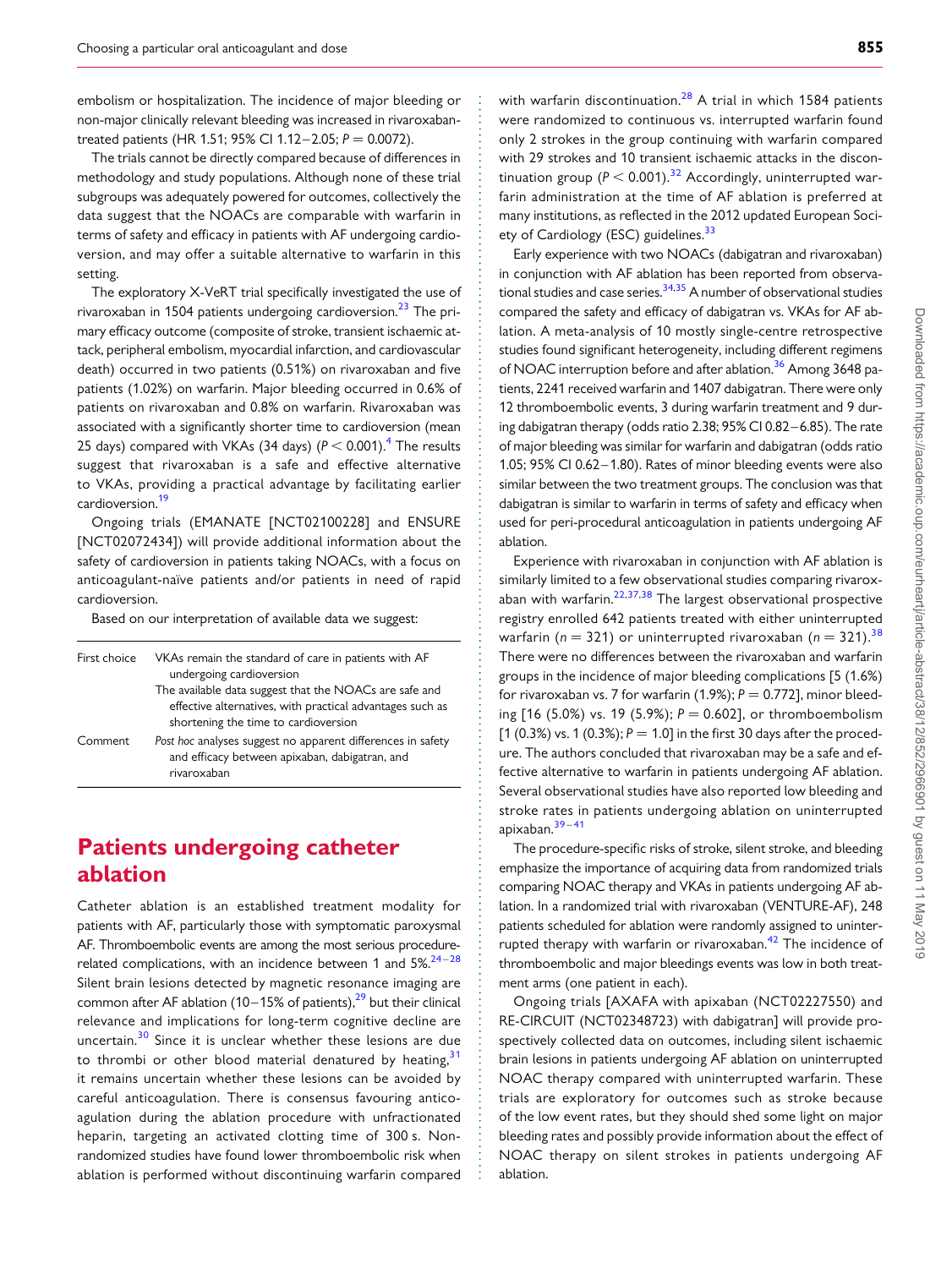embolism or hospitalization. The incidence of major bleeding or non-major clinically relevant bleeding was increased in rivaroxaban-treated patients (HR 1.51; 95% CI 1.12–2.05; $P = 0.0072$).

The trials cannot be directly compared because of differences in methodology and study populations. Although none of these trial subgroups was adequately powered for outcomes, collectively the data suggest that the NOACs are comparable with warfarin in terms of safety and efficacy in patients with AF undergoing cardioversion, and may offer a suitable alternative to warfarin in this setting.

The exploratory X-VeRT trial specifically investigated the use of rivaroxaban in 1504 patients undergoing cardioversion.[23] The primary efficacy outcome (composite of stroke, transient ischaemic attack, peripheral embolism, myocardial infarction, and cardiovascular death) occurred in two patients (0.51%) on rivaroxaban and five patients (1.02%) on warfarin. Major bleeding occurred in 0.6% of patients on rivaroxaban and 0.8% on warfarin. Rivaroxaban was associated with a significantly shorter time to cardioversion (mean 25 days) compared with VKAs (34 days) ($P < 0.001$).[4] The results suggest that rivaroxaban is a safe and effective alternative to VKAs, providing a practical advantage by facilitating earlier cardioversion.[19]

Ongoing trials (EMANATE [NCT02100228] and ENSURE [NCT02072434]) will provide additional information about the safety of cardioversion in patients taking NOACs, with a focus on anticoagulant-naïve patients and/or patients in need of rapid cardioversion.

Based on our interpretation of available data we suggest:

| | |
|---|---|
| First choice | VKAs remain the standard of care in patients with AF undergoing cardioversion<br>The available data suggest that the NOACs are safe and effective alternatives, with practical advantages such as shortening the time to cardioversion |
| Comment | *Post hoc* analyses suggest no apparent differences in safety and efficacy between apixaban, dabigatran, and rivaroxaban |

# Patients undergoing catheter ablation

Catheter ablation is an established treatment modality for patients with AF, particularly those with symptomatic paroxysmal AF. Thromboembolic events are among the most serious procedure-related complications, with an incidence between 1 and 5%.[24–28] Silent brain lesions detected by magnetic resonance imaging are common after AF ablation (10–15% of patients),[29] but their clinical relevance and implications for long-term cognitive decline are uncertain.[30] Since it is unclear whether these lesions are due to thrombi or other blood material denatured by heating,[31] it remains uncertain whether these lesions can be avoided by careful anticoagulation. There is consensus favouring anticoagulation during the ablation procedure with unfractionated heparin, targeting an activated clotting time of 300 s. Non-randomized studies have found lower thromboembolic risk when ablation is performed without discontinuing warfarin compared with warfarin discontinuation.[28] A trial in which 1584 patients were randomized to continuous vs. interrupted warfarin found only 2 strokes in the group continuing with warfarin compared with 29 strokes and 10 transient ischaemic attacks in the discontinuation group ($P < 0.001$).[32] Accordingly, uninterrupted warfarin administration at the time of AF ablation is preferred at many institutions, as reflected in the 2012 updated European Society of Cardiology (ESC) guidelines.[33]

Early experience with two NOACs (dabigatran and rivaroxaban) in conjunction with AF ablation has been reported from observational studies and case series.[34,35] A number of observational studies compared the safety and efficacy of dabigatran vs. VKAs for AF ablation. A meta-analysis of 10 mostly single-centre retrospective studies found significant heterogeneity, including different regimens of NOAC interruption before and after ablation.[36] Among 3648 patients, 2241 received warfarin and 1407 dabigatran. There were only 12 thromboembolic events, 3 during warfarin treatment and 9 during dabigatran therapy (odds ratio 2.38; 95% CI 0.82–6.85). The rate of major bleeding was similar for warfarin and dabigatran (odds ratio 1.05; 95% CI 0.62–1.80). Rates of minor bleeding events were also similar between the two treatment groups. The conclusion was that dabigatran is similar to warfarin in terms of safety and efficacy when used for peri-procedural anticoagulation in patients undergoing AF ablation.

Experience with rivaroxaban in conjunction with AF ablation is similarly limited to a few observational studies comparing rivaroxaban with warfarin.[22,37,38] The largest observational prospective registry enrolled 642 patients treated with either uninterrupted warfarin ($n = 321$) or uninterrupted rivaroxaban ($n = 321$).[38] There were no differences between the rivaroxaban and warfarin groups in the incidence of major bleeding complications [5 (1.6%) for rivaroxaban vs. 7 for warfarin (1.9%); $P = 0.772$], minor bleeding [16 (5.0%) vs. 19 (5.9%); $P = 0.602$], or thromboembolism [1 (0.3%) vs. 1 (0.3%); $P = 1.0$] in the first 30 days after the procedure. The authors concluded that rivaroxaban may be a safe and effective alternative to warfarin in patients undergoing AF ablation. Several observational studies have also reported low bleeding and stroke rates in patients undergoing ablation on uninterrupted apixaban.[39–41]

The procedure-specific risks of stroke, silent stroke, and bleeding emphasize the importance of acquiring data from randomized trials comparing NOAC therapy and VKAs in patients undergoing AF ablation. In a randomized trial with rivaroxaban (VENTURE-AF), 248 patients scheduled for ablation were randomly assigned to uninterrupted therapy with warfarin or rivaroxaban.[42] The incidence of thromboembolic and major bleedings events was low in both treatment arms (one patient in each).

Ongoing trials [AXAFA with apixaban (NCT02227550) and RE-CIRCUIT (NCT02348723) with dabigatran] will provide prospectively collected data on outcomes, including silent ischaemic brain lesions in patients undergoing AF ablation on uninterrupted NOAC therapy compared with uninterrupted warfarin. These trials are exploratory for outcomes such as stroke because of the low event rates, but they should shed some light on major bleeding rates and possibly provide information about the effect of NOAC therapy on silent strokes in patients undergoing AF ablation.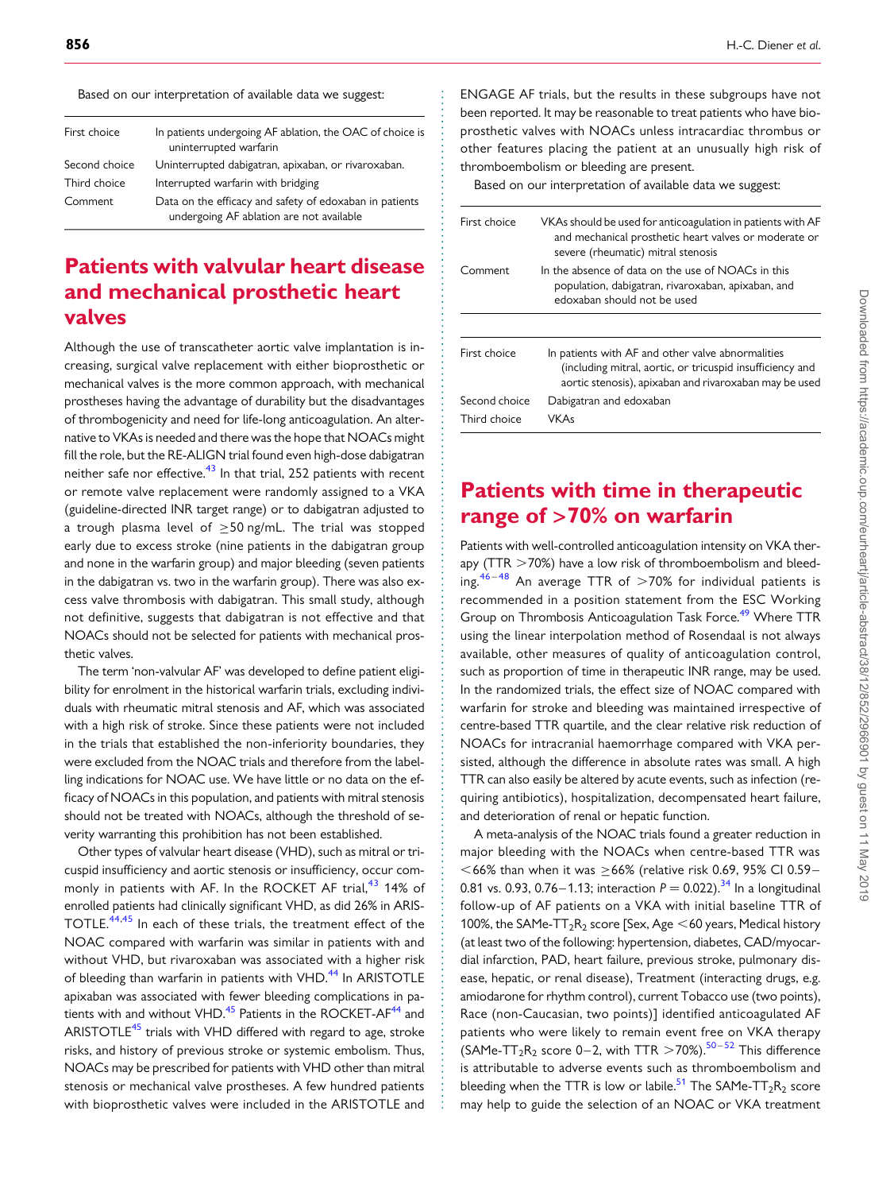Based on our interpretation of available data we suggest:

| | |
|---|---|
| First choice | In patients undergoing AF ablation, the OAC of choice is uninterrupted warfarin |
| Second choice | Uninterrupted dabigatran, apixaban, or rivaroxaban. |
| Third choice | Interrupted warfarin with bridging |
| Comment | Data on the efficacy and safety of edoxaban in patients undergoing AF ablation are not available |

## Patients with valvular heart disease and mechanical prosthetic heart valves

Although the use of transcatheter aortic valve implantation is increasing, surgical valve replacement with either bioprosthetic or mechanical valves is the more common approach, with mechanical prostheses having the advantage of durability but the disadvantages of thrombogenicity and need for life-long anticoagulation. An alternative to VKAs is needed and there was the hope that NOACs might fill the role, but the RE-ALIGN trial found even high-dose dabigatran neither safe nor effective.[43] In that trial, 252 patients with recent or remote valve replacement were randomly assigned to a VKA (guideline-directed INR target range) or to dabigatran adjusted to a trough plasma level of ≥50 ng/mL. The trial was stopped early due to excess stroke (nine patients in the dabigatran group and none in the warfarin group) and major bleeding (seven patients in the dabigatran vs. two in the warfarin group). There was also excess valve thrombosis with dabigatran. This small study, although not definitive, suggests that dabigatran is not effective and that NOACs should not be selected for patients with mechanical prosthetic valves.

The term 'non-valvular AF' was developed to define patient eligibility for enrolment in the historical warfarin trials, excluding individuals with rheumatic mitral stenosis and AF, which was associated with a high risk of stroke. Since these patients were not included in the trials that established the non-inferiority boundaries, they were excluded from the NOAC trials and therefore from the labelling indications for NOAC use. We have little or no data on the efficacy of NOACs in this population, and patients with mitral stenosis should not be treated with NOACs, although the threshold of severity warranting this prohibition has not been established.

Other types of valvular heart disease (VHD), such as mitral or tricuspid insufficiency and aortic stenosis or insufficiency, occur commonly in patients with AF. In the ROCKET AF trial,[43] 14% of enrolled patients had clinically significant VHD, as did 26% in ARISTOTLE.[44,45] In each of these trials, the treatment effect of the NOAC compared with warfarin was similar in patients with and without VHD, but rivaroxaban was associated with a higher risk of bleeding than warfarin in patients with VHD.[44] In ARISTOTLE apixaban was associated with fewer bleeding complications in patients with and without VHD.[45] Patients in the ROCKET-AF[44] and ARISTOTLE[45] trials with VHD differed with regard to age, stroke risks, and history of previous stroke or systemic embolism. Thus, NOACs may be prescribed for patients with VHD other than mitral stenosis or mechanical valve prostheses. A few hundred patients with bioprosthetic valves were included in the ARISTOTLE and ENGAGE AF trials, but the results in these subgroups have not been reported. It may be reasonable to treat patients who have bioprosthetic valves with NOACs unless intracardiac thrombus or other features placing the patient at an unusually high risk of thromboembolism or bleeding are present.

Based on our interpretation of available data we suggest:

| | |
|---|---|
| First choice | VKAs should be used for anticoagulation in patients with AF and mechanical prosthetic heart valves or moderate or severe (rheumatic) mitral stenosis |
| Comment | In the absence of data on the use of NOACs in this population, dabigatran, rivaroxaban, apixaban, and edoxaban should not be used |

| | |
|---|---|
| First choice | In patients with AF and other valve abnormalities (including mitral, aortic, or tricuspid insufficiency and aortic stenosis), apixaban and rivaroxaban may be used |
| Second choice | Dabigatran and edoxaban |
| Third choice | VKAs |

## Patients with time in therapeutic range of >70% on warfarin

Patients with well-controlled anticoagulation intensity on VKA therapy (TTR >70%) have a low risk of thromboembolism and bleeding.[46–48] An average TTR of >70% for individual patients is recommended in a position statement from the ESC Working Group on Thrombosis Anticoagulation Task Force.[49] Where TTR using the linear interpolation method of Rosendaal is not always available, other measures of quality of anticoagulation control, such as proportion of time in therapeutic INR range, may be used. In the randomized trials, the effect size of NOAC compared with warfarin for stroke and bleeding was maintained irrespective of centre-based TTR quartile, and the clear relative risk reduction of NOACs for intracranial haemorrhage compared with VKA persisted, although the difference in absolute rates was small. A high TTR can also easily be altered by acute events, such as infection (requiring antibiotics), hospitalization, decompensated heart failure, and deterioration of renal or hepatic function.

A meta-analysis of the NOAC trials found a greater reduction in major bleeding with the NOACs when centre-based TTR was <66% than when it was ≥66% (relative risk 0.69, 95% CI 0.59–0.81 vs. 0.93, 0.76–1.13; interaction $P = 0.022$).[34] In a longitudinal follow-up of AF patients on a VKA with initial baseline TTR of 100%, the SAMe-$TT_2R_2$ score [Sex, Age <60 years, Medical history (at least two of the following: hypertension, diabetes, CAD/myocardial infarction, PAD, heart failure, previous stroke, pulmonary disease, hepatic, or renal disease), Treatment (interacting drugs, e.g. amiodarone for rhythm control), current Tobacco use (two points), Race (non-Caucasian, two points)] identified anticoagulated AF patients who were likely to remain event free on VKA therapy (SAMe-$TT_2R_2$ score 0–2, with TTR >70%).[50–52] This difference is attributable to adverse events such as thromboembolism and bleeding when the TTR is low or labile.[51] The SAMe-$TT_2R_2$ score may help to guide the selection of an NOAC or VKA treatment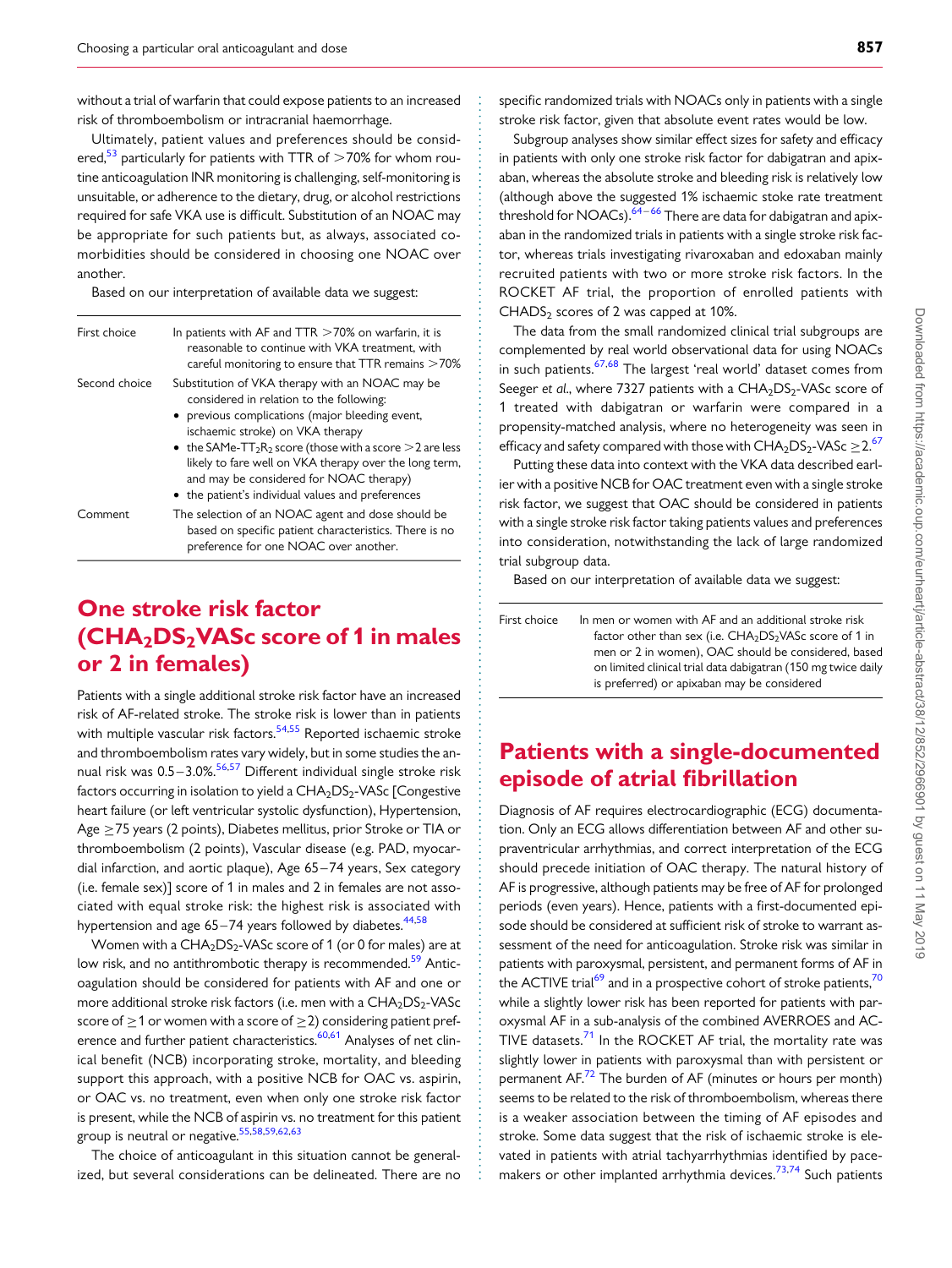without a trial of warfarin that could expose patients to an increased risk of thromboembolism or intracranial haemorrhage.

Ultimately, patient values and preferences should be considered,[53] particularly for patients with TTR of >70% for whom routine anticoagulation INR monitoring is challenging, self-monitoring is unsuitable, or adherence to the dietary, drug, or alcohol restrictions required for safe VKA use is difficult. Substitution of an NOAC may be appropriate for such patients but, as always, associated co-morbidities should be considered in choosing one NOAC over another.

Based on our interpretation of available data we suggest:

| | |
|---|---|
| First choice | In patients with AF and TTR >70% on warfarin, it is reasonable to continue with VKA treatment, with careful monitoring to ensure that TTR remains >70% |
| Second choice | Substitution of VKA therapy with an NOAC may be considered in relation to the following:<br>• previous complications (major bleeding event, ischaemic stroke) on VKA therapy<br>• the SAMe-$TT_2R_2$ score (those with a score >2 are less likely to fare well on VKA therapy over the long term, and may be considered for NOAC therapy)<br>• the patient's individual values and preferences |
| Comment | The selection of an NOAC agent and dose should be based on specific patient characteristics. There is no preference for one NOAC over another. |

## One stroke risk factor ($CHA_2DS_2VASc$ score of 1 in males or 2 in females)

Patients with a single additional stroke risk factor have an increased risk of AF-related stroke. The stroke risk is lower than in patients with multiple vascular risk factors.[54,55] Reported ischaemic stroke and thromboembolism rates vary widely, but in some studies the annual risk was 0.5–3.0%.[56,57] Different individual single stroke risk factors occurring in isolation to yield a $CHA_2DS_2$-VASc [Congestive heart failure (or left ventricular systolic dysfunction), Hypertension, Age ≥75 years (2 points), Diabetes mellitus, prior Stroke or TIA or thromboembolism (2 points), Vascular disease (e.g. PAD, myocardial infarction, and aortic plaque), Age 65–74 years, Sex category (i.e. female sex)] score of 1 in males and 2 in females are not associated with equal stroke risk: the highest risk is associated with hypertension and age 65–74 years followed by diabetes.[44,58]

Women with a $CHA_2DS_2$-VASc score of 1 (or 0 for males) are at low risk, and no antithrombotic therapy is recommended.[59] Anticoagulation should be considered for patients with AF and one or more additional stroke risk factors (i.e. men with a $CHA_2DS_2$-VASc score of ≥1 or women with a score of ≥2) considering patient preference and further patient characteristics.[60,61] Analyses of net clinical benefit (NCB) incorporating stroke, mortality, and bleeding support this approach, with a positive NCB for OAC vs. aspirin, or OAC vs. no treatment, even when only one stroke risk factor is present, while the NCB of aspirin vs. no treatment for this patient group is neutral or negative.[55,58,59,62,63]

The choice of anticoagulant in this situation cannot be generalized, but several considerations can be delineated. There are no specific randomized trials with NOACs only in patients with a single stroke risk factor, given that absolute event rates would be low.

Subgroup analyses show similar effect sizes for safety and efficacy in patients with only one stroke risk factor for dabigatran and apixaban, whereas the absolute stroke and bleeding risk is relatively low (although above the suggested 1% ischaemic stoke rate treatment threshold for NOACs).[64–66] There are data for dabigatran and apixaban in the randomized trials in patients with a single stroke risk factor, whereas trials investigating rivaroxaban and edoxaban mainly recruited patients with two or more stroke risk factors. In the ROCKET AF trial, the proportion of enrolled patients with $CHADS_2$ scores of 2 was capped at 10%.

The data from the small randomized clinical trial subgroups are complemented by real world observational data for using NOACs in such patients.[67,68] The largest 'real world' dataset comes from Seeger *et al.*, where 7327 patients with a $CHA_2DS_2$-VASc score of 1 treated with dabigatran or warfarin were compared in a propensity-matched analysis, where no heterogeneity was seen in efficacy and safety compared with those with $CHA_2DS_2$-VASc ≥2.[67]

Putting these data into context with the VKA data described earlier with a positive NCB for OAC treatment even with a single stroke risk factor, we suggest that OAC should be considered in patients with a single stroke risk factor taking patients values and preferences into consideration, notwithstanding the lack of large randomized trial subgroup data.

Based on our interpretation of available data we suggest:

| | |
|---|---|
| First choice | In men or women with AF and an additional stroke risk factor other than sex (i.e. $CHA_2DS_2VASc$ score of 1 in men or 2 in women), OAC should be considered, based on limited clinical trial data dabigatran (150 mg twice daily is preferred) or apixaban may be considered |

## Patients with a single-documented episode of atrial fibrillation

Diagnosis of AF requires electrocardiographic (ECG) documentation. Only an ECG allows differentiation between AF and other supraventricular arrhythmias, and correct interpretation of the ECG should precede initiation of OAC therapy. The natural history of AF is progressive, although patients may be free of AF for prolonged periods (even years). Hence, patients with a first-documented episode should be considered at sufficient risk of stroke to warrant assessment of the need for anticoagulation. Stroke risk was similar in patients with paroxysmal, persistent, and permanent forms of AF in the ACTIVE trial[69] and in a prospective cohort of stroke patients,[70] while a slightly lower risk has been reported for patients with paroxysmal AF in a sub-analysis of the combined AVERROES and ACTIVE datasets.[71] In the ROCKET AF trial, the mortality rate was slightly lower in patients with paroxysmal than with persistent or permanent AF.[72] The burden of AF (minutes or hours per month) seems to be related to the risk of thromboembolism, whereas there is a weaker association between the timing of AF episodes and stroke. Some data suggest that the risk of ischaemic stroke is elevated in patients with atrial tachyarrhythmias identified by pacemakers or other implanted arrhythmia devices.[73,74] Such patients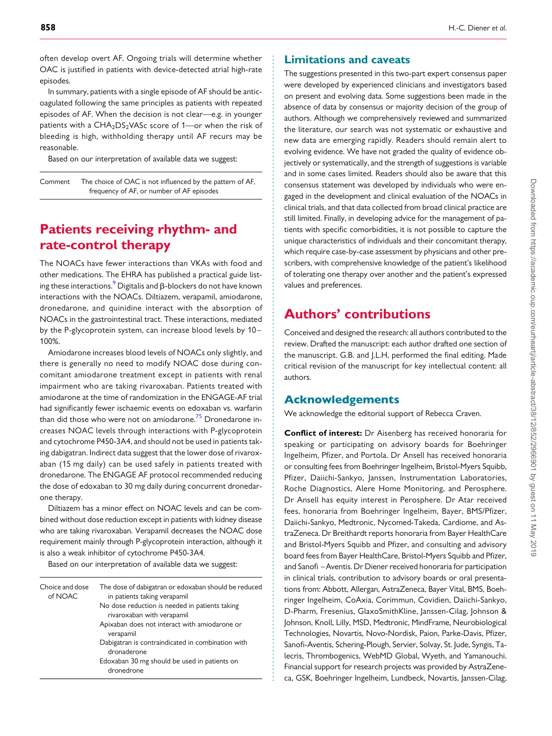often develop overt AF. Ongoing trials will determine whether OAC is justified in patients with device-detected atrial high-rate episodes.

In summary, patients with a single episode of AF should be anticoagulated following the same principles as patients with repeated episodes of AF. When the decision is not clear—e.g. in younger patients with a $CHA_2DS_2VASc$ score of 1—or when the risk of bleeding is high, withholding therapy until AF recurs may be reasonable.

Based on our interpretation of available data we suggest:

| | |
|---|---|
| Comment | The choice of OAC is not influenced by the pattern of AF, frequency of AF, or number of AF episodes |

# Patients receiving rhythm- and rate-control therapy

The NOACs have fewer interactions than VKAs with food and other medications. The EHRA has published a practical guide listing these interactions.[9] Digitalis and β-blockers do not have known interactions with the NOACs. Diltiazem, verapamil, amiodarone, dronedarone, and quinidine interact with the absorption of NOACs in the gastrointestinal tract. These interactions, mediated by the P-glycoprotein system, can increase blood levels by 10–100%.

Amiodarone increases blood levels of NOACs only slightly, and there is generally no need to modify NOAC dose during concomitant amiodarone treatment except in patients with renal impairment who are taking rivaroxaban. Patients treated with amiodarone at the time of randomization in the ENGAGE-AF trial had significantly fewer ischaemic events on edoxaban vs. warfarin than did those who were not on amiodarone.[75] Dronedarone increases NOAC levels through interactions with P-glycoprotein and cytochrome P450-3A4, and should not be used in patients taking dabigatran. Indirect data suggest that the lower dose of rivaroxaban (15 mg daily) can be used safely in patients treated with dronedarone. The ENGAGE AF protocol recommended reducing the dose of edoxaban to 30 mg daily during concurrent dronedarone therapy.

Diltiazem has a minor effect on NOAC levels and can be combined without dose reduction except in patients with kidney disease who are taking rivaroxaban. Verapamil decreases the NOAC dose requirement mainly through P-glycoprotein interaction, although it is also a weak inhibitor of cytochrome P450-3A4.

Based on our interpretation of available data we suggest:

| | |
|---|---|
| Choice and dose of NOAC | The dose of dabigatran or edoxaban should be reduced in patients taking verapamil<br>No dose reduction is needed in patients taking rivaroxaban with verapamil<br>Apixaban does not interact with amiodarone or verapamil<br>Dabigatran is contraindicated in combination with dronaderone<br>Edoxaban 30 mg should be used in patients on dronedrone |

# Limitations and caveats

The suggestions presented in this two-part expert consensus paper were developed by experienced clinicians and investigators based on present and evolving data. Some suggestions been made in the absence of data by consensus or majority decision of the group of authors. Although we comprehensively reviewed and summarized the literature, our search was not systematic or exhaustive and new data are emerging rapidly. Readers should remain alert to evolving evidence. We have not graded the quality of evidence objectively or systematically, and the strength of suggestions is variable and in some cases limited. Readers should also be aware that this consensus statement was developed by individuals who were engaged in the development and clinical evaluation of the NOACs in clinical trials, and that data collected from broad clinical practice are still limited. Finally, in developing advice for the management of patients with specific comorbidities, it is not possible to capture the unique characteristics of individuals and their concomitant therapy, which require case-by-case assessment by physicians and other prescribers, with comprehensive knowledge of the patient's likelihood of tolerating one therapy over another and the patient's expressed values and preferences.

# Authors' contributions

Conceived and designed the research: all authors contributed to the review. Drafted the manuscript: each author drafted one section of the manuscript. G.B. and J.L.H, performed the final editing. Made critical revision of the manuscript for key intellectual content: all authors.

## Acknowledgements

We acknowledge the editorial support of Rebecca Craven.

**Conflict of interest:** Dr Aisenberg has received honoraria for speaking or participating on advisory boards for Boehringer Ingelheim, Pfizer, and Portola. Dr Ansell has received honoraria or consulting fees from Boehringer Ingelheim, Bristol-Myers Squibb, Pfizer, Daiichi-Sankyo, Janssen, Instrumentation Laboratories, Roche Diagnostics, Alere Home Monitoring, and Perosphere. Dr Ansell has equity interest in Perosphere. Dr Atar received fees, honoraria from Boehringer Ingelheim, Bayer, BMS/Pfizer, Daiichi-Sankyo, Medtronic, Nycomed-Takeda, Cardiome, and AstraZeneca. Dr Breithardt reports honoraria from Bayer HealthCare and Bristol-Myers Squibb and Pfizer, and consulting and advisory board fees from Bayer HealthCare, Bristol-Myers Squibb and Pfizer, and Sanofi –Aventis. Dr Diener received honoraria for participation in clinical trials, contribution to advisory boards or oral presentations from: Abbott, Allergan, AstraZeneca, Bayer Vital, BMS, Boehringer Ingelheim, CoAxia, Corimmun, Covidien, Daiichi-Sankyo, D-Pharm, Fresenius, GlaxoSmithKline, Janssen-Cilag, Johnson & Johnson, Knoll, Lilly, MSD, Medtronic, MindFrame, Neurobiological Technologies, Novartis, Novo-Nordisk, Paion, Parke-Davis, Pfizer, Sanofi-Aventis, Schering-Plough, Servier, Solvay, St. Jude, Syngis, Talecris, Thrombogenics, WebMD Global, Wyeth, and Yamanouchi. Financial support for research projects was provided by AstraZeneca, GSK, Boehringer Ingelheim, Lundbeck, Novartis, Janssen-Cilag,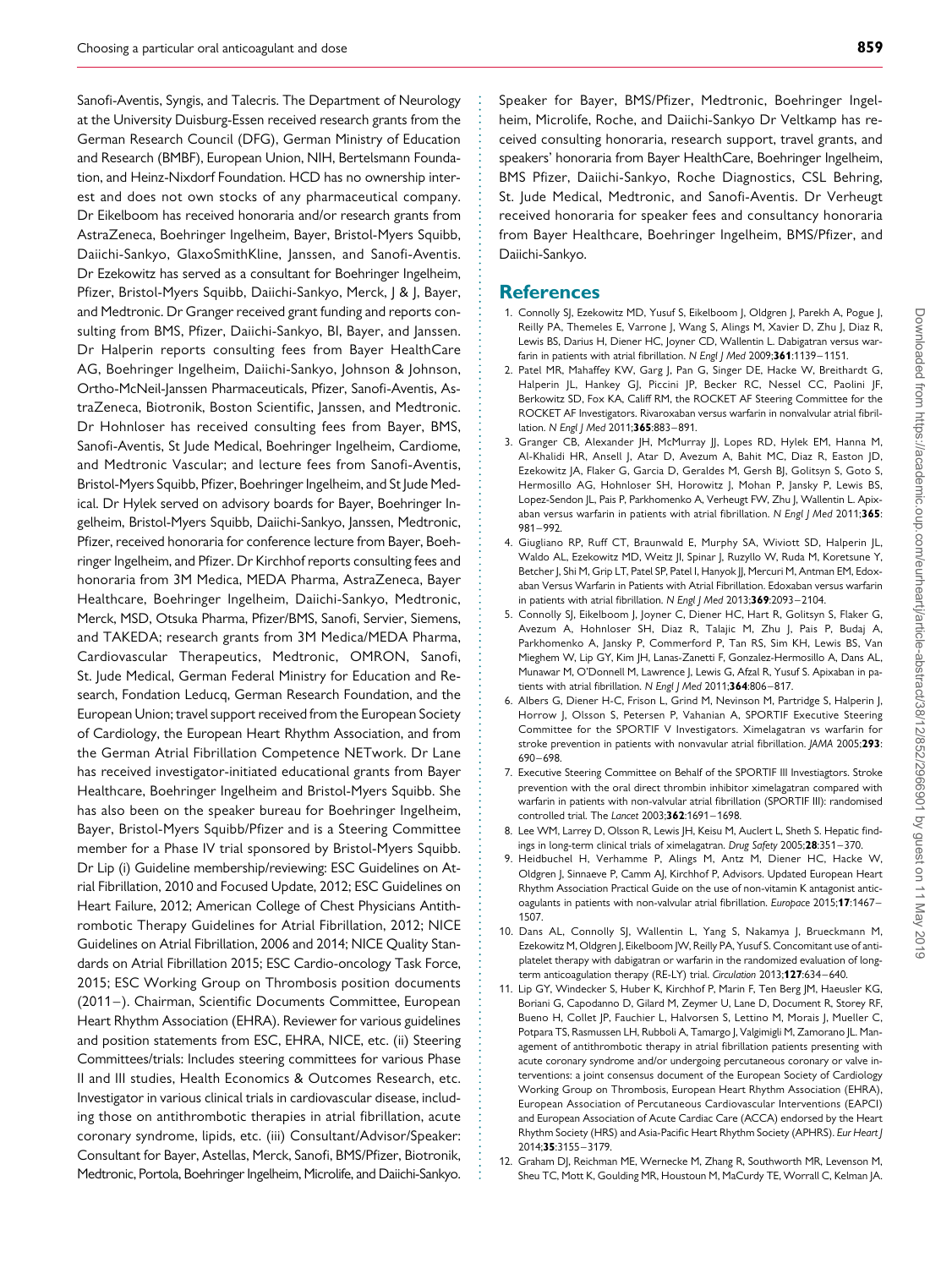Sanofi-Aventis, Syngis, and Talecris. The Department of Neurology at the University Duisburg-Essen received research grants from the German Research Council (DFG), German Ministry of Education and Research (BMBF), European Union, NIH, Bertelsmann Foundation, and Heinz-Nixdorf Foundation. HCD has no ownership interest and does not own stocks of any pharmaceutical company. Dr Eikelboom has received honoraria and/or research grants from AstraZeneca, Boehringer Ingelheim, Bayer, Bristol-Myers Squibb, Daiichi-Sankyo, GlaxoSmithKline, Janssen, and Sanofi-Aventis. Dr Ezekowitz has served as a consultant for Boehringer Ingelheim, Pfizer, Bristol-Myers Squibb, Daiichi-Sankyo, Merck, J & J, Bayer, and Medtronic. Dr Granger received grant funding and reports consulting from BMS, Pfizer, Daiichi-Sankyo, BI, Bayer, and Janssen. Dr Halperin reports consulting fees from Bayer HealthCare AG, Boehringer Ingelheim, Daiichi-Sankyo, Johnson & Johnson, Ortho-McNeil-Janssen Pharmaceuticals, Pfizer, Sanofi-Aventis, AstraZeneca, Biotronik, Boston Scientific, Janssen, and Medtronic. Dr Hohnloser has received consulting fees from Bayer, BMS, Sanofi-Aventis, St Jude Medical, Boehringer Ingelheim, Cardiome, and Medtronic Vascular; and lecture fees from Sanofi-Aventis, Bristol-Myers Squibb, Pfizer, Boehringer Ingelheim, and St Jude Medical. Dr Hylek served on advisory boards for Bayer, Boehringer Ingelheim, Bristol-Myers Squibb, Daiichi-Sankyo, Janssen, Medtronic, Pfizer, received honoraria for conference lecture from Bayer, Boehringer Ingelheim, and Pfizer. Dr Kirchhof reports consulting fees and honoraria from 3M Medica, MEDA Pharma, AstraZeneca, Bayer Healthcare, Boehringer Ingelheim, Daiichi-Sankyo, Medtronic, Merck, MSD, Otsuka Pharma, Pfizer/BMS, Sanofi, Servier, Siemens, and TAKEDA; research grants from 3M Medica/MEDA Pharma, Cardiovascular Therapeutics, Medtronic, OMRON, Sanofi, St. Jude Medical, German Federal Ministry for Education and Research, Fondation Leducq, German Research Foundation, and the European Union; travel support received from the European Society of Cardiology, the European Heart Rhythm Association, and from the German Atrial Fibrillation Competence NETwork. Dr Lane has received investigator-initiated educational grants from Bayer Healthcare, Boehringer Ingelheim and Bristol-Myers Squibb. She has also been on the speaker bureau for Boehringer Ingelheim, Bayer, Bristol-Myers Squibb/Pfizer and is a Steering Committee member for a Phase IV trial sponsored by Bristol-Myers Squibb. Dr Lip (i) Guideline membership/reviewing: ESC Guidelines on Atrial Fibrillation, 2010 and Focused Update, 2012; ESC Guidelines on Heart Failure, 2012; American College of Chest Physicians Antithrombotic Therapy Guidelines for Atrial Fibrillation, 2012; NICE Guidelines on Atrial Fibrillation, 2006 and 2014; NICE Quality Standards on Atrial Fibrillation 2015; ESC Cardio-oncology Task Force, 2015; ESC Working Group on Thrombosis position documents (2011–). Chairman, Scientific Documents Committee, European Heart Rhythm Association (EHRA). Reviewer for various guidelines and position statements from ESC, EHRA, NICE, etc. (ii) Steering Committees/trials: Includes steering committees for various Phase II and III studies, Health Economics & Outcomes Research, etc. Investigator in various clinical trials in cardiovascular disease, including those on antithrombotic therapies in atrial fibrillation, acute coronary syndrome, lipids, etc. (iii) Consultant/Advisor/Speaker: Consultant for Bayer, Astellas, Merck, Sanofi, BMS/Pfizer, Biotronik, Medtronic, Portola, Boehringer Ingelheim, Microlife, and Daiichi-Sankyo. Speaker for Bayer, BMS/Pfizer, Medtronic, Boehringer Ingelheim, Microlife, Roche, and Daiichi-Sankyo Dr Veltkamp has received consulting honoraria, research support, travel grants, and speakers' honoraria from Bayer HealthCare, Boehringer Ingelheim, BMS Pfizer, Daiichi-Sankyo, Roche Diagnostics, CSL Behring, St. Jude Medical, Medtronic, and Sanofi-Aventis. Dr Verheugt received honoraria for speaker fees and consultancy honoraria from Bayer Healthcare, Boehringer Ingelheim, BMS/Pfizer, and Daiichi-Sankyo.

## References

1. Connolly SJ, Ezekowitz MD, Yusuf S, Eikelboom J, Oldgren J, Parekh A, Pogue J, Reilly PA, Themeles E, Varrone J, Wang S, Alings M, Xavier D, Zhu J, Diaz R, Lewis BS, Darius H, Diener HC, Joyner CD, Wallentin L. Dabigatran versus warfarin in patients with atrial fibrillation. *N Engl J Med* 2009;**361**:1139–1151.
2. Patel MR, Mahaffey KW, Garg J, Pan G, Singer DE, Hacke W, Breithardt G, Halperin JL, Hankey GJ, Piccini JP, Becker RC, Nessel CC, Paolini JF, Berkowitz SD, Fox KA, Califf RM, the ROCKET AF Steering Committee for the ROCKET AF Investigators. Rivaroxaban versus warfarin in nonvalvular atrial fibrillation. *N Engl J Med* 2011;**365**:883–891.
3. Granger CB, Alexander JH, McMurray JJ, Lopes RD, Hylek EM, Hanna M, Al-Khalidi HR, Ansell J, Atar D, Avezum A, Bahit MC, Diaz R, Easton JD, Ezekowitz JA, Flaker G, Garcia D, Geraldes M, Gersh BJ, Golitsyn S, Goto S, Hermosillo AG, Hohnloser SH, Horowitz J, Mohan P, Jansky P, Lewis BS, Lopez-Sendon JL, Pais P, Parkhomenko A, Verheugt FW, Zhu J, Wallentin L. Apixaban versus warfarin in patients with atrial fibrillation. *N Engl J Med* 2011;**365**:981–992.
4. Giugliano RP, Ruff CT, Braunwald E, Murphy SA, Wiviott SD, Halperin JL, Waldo AL, Ezekowitz MD, Weitz JI, Spinar J, Ruzyllo W, Ruda M, Koretsune Y, Betcher J, Shi M, Grip LT, Patel SP, Patel I, Hanyok JJ, Mercuri M, Antman EM. Edoxaban Versus Warfarin in Patients with Atrial Fibrillation. Edoxaban versus warfarin in patients with atrial fibrillation. *N Engl J Med* 2013;**369**:2093–2104.
5. Connolly SJ, Eikelboom J, Joyner C, Diener HC, Hart R, Golitsyn S, Flaker G, Avezum A, Hohnloser SH, Diaz R, Talajic M, Zhu J, Pais P, Budaj A, Parkhomenko A, Jansky P, Commerford P, Tan RS, Sim KH, Lewis BS, Van Mieghem W, Lip GY, Kim JH, Lanas-Zanetti F, Gonzalez-Hermosillo A, Dans AL, Munawar M, O'Donnell M, Lawrence J, Lewis G, Afzal R, Yusuf S. Apixaban in patients with atrial fibrillation. *N Engl J Med* 2011;**364**:806–817.
6. Albers G, Diener H-C, Frison L, Grind M, Nevinson M, Partridge S, Halperin J, Horrow J, Olsson S, Petersen P, Vahanian A, SPORTIF Executive Steering Committee for the SPORTIF V Investigators. Ximelagatran vs warfarin for stroke prevention in patients with nonvalvular atrial fibrillation. *JAMA* 2005;**293**:690–698.
7. Executive Steering Committee on Behalf of the SPORTIF III Investiagtors. Stroke prevention with the oral direct thrombin inhibitor ximelagatran compared with warfarin in patients with non-valvular atrial fibrillation (SPORTIF III): randomised controlled trial. The *Lancet* 2003;**362**:1691–1698.
8. Lee WM, Larrey D, Olsson R, Lewis JH, Keisu M, Auclert L, Sheth S. Hepatic findings in long-term clinical trials of ximelagatran. *Drug Safety* 2005;**28**:351–370.
9. Heidbuchel H, Verhamme P, Alings M, Antz M, Diener HC, Hacke W, Oldgren J, Sinnaeve P, Camm AJ, Kirchhof P, Advisors. Updated European Heart Rhythm Association Practical Guide on the use of non-vitamin K antagonist anticoagulants in patients with non-valvular atrial fibrillation. *Europace* 2015;**17**:1467–1507.
10. Dans AL, Connolly SJ, Wallentin L, Yang S, Nakamya J, Brueckmann M, Ezekowitz M, Oldgren J, Eikelboom JW, Reilly PA, Yusuf S. Concomitant use of antiplatelet therapy with dabigatran or warfarin in the randomized evaluation of long-term anticoagulation therapy (RE-LY) trial. *Circulation* 2013;**127**:634–640.
11. Lip GY, Windecker S, Huber K, Kirchhof P, Marin F, Ten Berg JM, Haeusler KG, Boriani G, Capodanno D, Gilard M, Zeymer U, Lane D, Document R, Storey RF, Bueno H, Collet JP, Fauchier L, Halvorsen S, Lettino M, Morais J, Mueller C, Potpara TS, Rasmussen LH, Rubboli A, Tamargo J, Valgimigli M, Zamorano JL. Management of antithrombotic therapy in atrial fibrillation patients presenting with acute coronary syndrome and/or undergoing percutaneous coronary or valve interventions: a joint consensus document of the European Society of Cardiology Working Group on Thrombosis, European Heart Rhythm Association (EHRA), European Association of Percutaneous Cardiovascular Interventions (EAPCI) and European Association of Acute Cardiac Care (ACCA) endorsed by the Heart Rhythm Society (HRS) and Asia-Pacific Heart Rhythm Society (APHRS). *Eur Heart J* 2014;**35**:3155–3179.
12. Graham DJ, Reichman ME, Wernecke M, Zhang R, Southworth MR, Levenson M, Sheu TC, Mott K, Goulding MR, Houstoun M, MaCurdy TE, Worrall C, Kelman JA.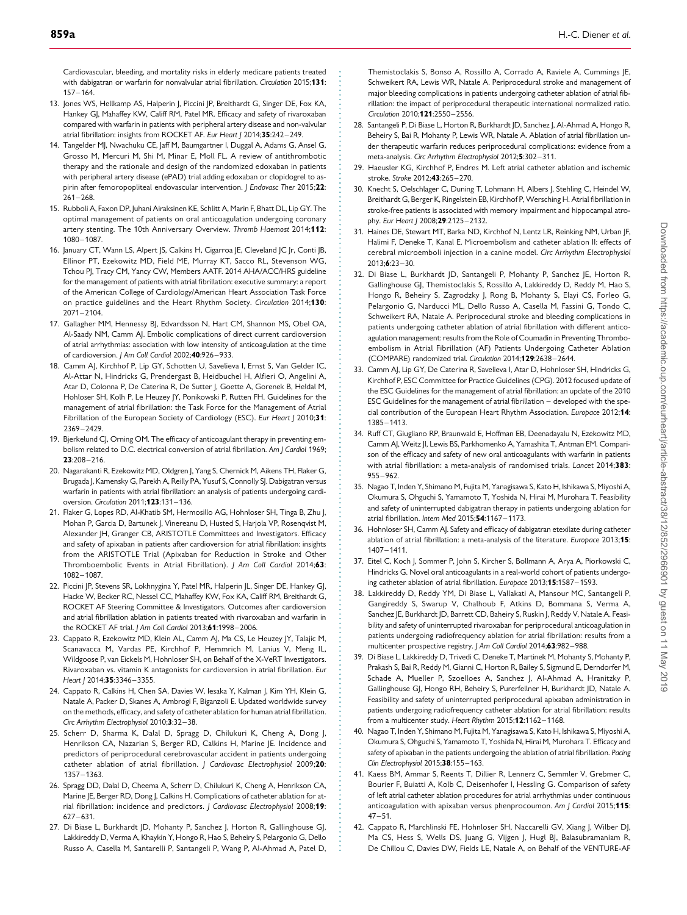Cardiovascular, bleeding, and mortality risks in elderly medicare patients treated with dabigatran or warfarin for nonvalvular atrial fibrillation. *Circulation* 2015;**131**:157–164.

13. Jones WS, Hellkamp AS, Halperin J, Piccini JP, Breithardt G, Singer DE, Fox KA, Hankey GJ, Mahaffey KW, Califf RM, Patel MR. Efficacy and safety of rivaroxaban compared with warfarin in patients with peripheral artery disease and non-valvular atrial fibrillation: insights from ROCKET AF. *Eur Heart J* 2014;**35**:242–249.
14. Tangelder MJ, Nwachuku CE, Jaff M, Baumgartner I, Duggal A, Adams G, Ansel G, Grosso M, Mercuri M, Shi M, Minar E, Moll FL. A review of antithrombotic therapy and the rationale and design of the randomized edoxaban in patients with peripheral artery disease (ePAD) trial adding edoxaban or clopidogrel to aspirin after femoropopliteal endovascular intervention. *J Endovasc Ther* 2015;**22**:261–268.
15. Rubboli A, Faxon DP, Juhani Airaksinen KE, Schlitt A, Marin F, Bhatt DL, Lip GY. The optimal management of patients on oral anticoagulation undergoing coronary artery stenting. The 10th Anniversary Overview. *Thromb Haemost* 2014;**112**:1080–1087.
16. January CT, Wann LS, Alpert JS, Calkins H, Cigarroa JE, Cleveland JC Jr, Conti JB, Ellinor PT, Ezekowitz MD, Field ME, Murray KT, Sacco RL, Stevenson WG, Tchou PJ, Tracy CM, Yancy CW, Members AATF. 2014 AHA/ACC/HRS guideline for the management of patients with atrial fibrillation: executive summary: a report of the American College of Cardiology/American Heart Association Task Force on practice guidelines and the Heart Rhythm Society. *Circulation* 2014;**130**:2071–2104.
17. Gallagher MM, Hennessy BJ, Edvardsson N, Hart CM, Shannon MS, Obel OA, Al-Saady NM, Camm AJ. Embolic complications of direct current cardioversion of atrial arrhythmias: association with low intensity of anticoagulation at the time of cardioversion. *J Am Coll Cardiol* 2002;**40**:926–933.
18. Camm AJ, Kirchhof P, Lip GY, Schotten U, Savelieva I, Ernst S, Van Gelder IC, Al-Attar N, Hindricks G, Prendergast B, Heidbuchel H, Alfieri O, Angelini A, Atar D, Colonna P, De Caterina R, De Sutter J, Goette A, Gorenek B, Heldal M, Hohloser SH, Kolh P, Le Heuzey JY, Ponikowski P, Rutten FH. Guidelines for the management of atrial fibrillation: the Task Force for the Management of Atrial Fibrillation of the European Society of Cardiology (ESC). *Eur Heart J* 2010;**31**:2369–2429.
19. Bjerkelund CJ, Orning OM. The efficacy of anticoagulant therapy in preventing embolism related to D.C. electrical conversion of atrial fibrillation. *Am J Cardiol* 1969;**23**:208–216.
20. Nagarakanti R, Ezekowitz MD, Oldgren J, Yang S, Chernick M, Aikens TH, Flaker G, Brugada J, Kamensky G, Parekh A, Reilly PA, Yusuf S, Connolly SJ. Dabigatran versus warfarin in patients with atrial fibrillation: an analysis of patients undergoing cardioversion. *Circulation* 2011;**123**:131–136.
21. Flaker G, Lopes RD, Al-Khatib SM, Hermosillo AG, Hohnloser SH, Tinga B, Zhu J, Mohan P, Garcia D, Bartunek J, Vinereanu D, Husted S, Harjola VP, Rosenqvist M, Alexander JH, Granger CB, ARISTOTLE Committees and Investigators. Efficacy and safety of apixaban in patients after cardioversion for atrial fibrillation: insights from the ARISTOTLE Trial (Apixaban for Reduction in Stroke and Other Thromboembolic Events in Atrial Fibrillation). *J Am Coll Cardiol* 2014;**63**:1082–1087.
22. Piccini JP, Stevens SR, Lokhnygina Y, Patel MR, Halperin JL, Singer DE, Hankey GJ, Hacke W, Becker RC, Nessel CC, Mahaffey KW, Fox KA, Califf RM, Breithardt G, ROCKET AF Steering Committee & Investigators. Outcomes after cardioversion and atrial fibrillation ablation in patients treated with rivaroxaban and warfarin in the ROCKET AF trial. *J Am Coll Cardiol* 2013;**61**:1998–2006.
23. Cappato R, Ezekowitz MD, Klein AL, Camm AJ, Ma CS, Le Heuzey JY, Talajic M, Scanavacca M, Vardas PE, Kirchhof P, Hemmrich M, Lanius V, Meng IL, Wildgoose P, van Eickels M, Hohnloser SH, on Behalf of the X-VeRT Investigators. Rivaroxaban vs. vitamin K antagonists for cardioversion in atrial fibrillation. *Eur Heart J* 2014;**35**:3346–3355.
24. Cappato R, Calkins H, Chen SA, Davies W, Iesaka Y, Kalman J, Kim YH, Klein G, Natale A, Packer D, Skanes A, Ambrogi F, Biganzoli E. Updated worldwide survey on the methods, efficacy, and safety of catheter ablation for human atrial fibrillation. *Circ Arrhythm Electrophysiol* 2010;**3**:32–38.
25. Scherr D, Sharma K, Dalal D, Spragg D, Chilukuri K, Cheng A, Dong J, Henrikson CA, Nazarian S, Berger RD, Calkins H, Marine JE. Incidence and predictors of periprocedural cerebrovascular accident in patients undergoing catheter ablation of atrial fibrillation. *J Cardiovasc Electrophysiol* 2009;**20**:1357–1363.
26. Spragg DD, Dalal D, Cheema A, Scherr D, Chilukuri K, Cheng A, Henrikson CA, Marine JE, Berger RD, Dong J, Calkins H. Complications of catheter ablation for atrial fibrillation: incidence and predictors. *J Cardiovasc Electrophysiol* 2008;**19**:627–631.
27. Di Biase L, Burkhardt JD, Mohanty P, Sanchez J, Horton R, Gallinghouse GJ, Lakkireddy D, Verma A, Khaykin Y, Hongo R, Hao S, Beheiry S, Pelargonio G, Dello Russo A, Casella M, Santarelli P, Santangeli P, Wang P, Al-Ahmad A, Patel D, Themistoclakis S, Bonso A, Rossillo A, Corrado A, Raviele A, Cummings JE, Schweikert RA, Lewis WR, Natale A. Periprocedural stroke and management of major bleeding complications in patients undergoing catheter ablation of atrial fibrillation: the impact of periprocedural therapeutic international normalized ratio. *Circulation* 2010;**121**:2550–2556.
28. Santangeli P, Di Biase L, Horton R, Burkhardt JD, Sanchez J, Al-Ahmad A, Hongo R, Beheiry S, Bai R, Mohanty P, Lewis WR, Natale A. Ablation of atrial fibrillation under therapeutic warfarin reduces periprocedural complications: evidence from a meta-analysis. *Circ Arrhythm Electrophysiol* 2012;**5**:302–311.
29. Haeusler KG, Kirchhof P, Endres M. Left atrial catheter ablation and ischemic stroke. *Stroke* 2012;**43**:265–270.
30. Knecht S, Oelschlager C, Duning T, Lohmann H, Albers J, Stehling C, Heindel W, Breithardt G, Berger K, Ringelstein EB, Kirchhof P, Wersching H. Atrial fibrillation in stroke-free patients is associated with memory impairment and hippocampal atrophy. *Eur Heart J* 2008;**29**:2125–2132.
31. Haines DE, Stewart MT, Barka ND, Kirchhof N, Lentz LR, Reinking NM, Urban JF, Halimi F, Deneke T, Kanal E. Microembolism and catheter ablation II: effects of cerebral microemboli injection in a canine model. *Circ Arrhythm Electrophysiol* 2013;**6**:23–30.
32. Di Biase L, Burkhardt JD, Santangeli P, Mohanty P, Sanchez JE, Horton R, Gallinghouse GJ, Themistoclakis S, Rossillo A, Lakkireddy D, Reddy M, Hao S, Hongo R, Beheiry S, Zagrodzky J, Rong B, Mohanty S, Elayi CS, Forleo G, Pelargonio G, Narducci ML, Dello Russo A, Casella M, Fassini G, Tondo C, Schweikert RA, Natale A. Periprocedural stroke and bleeding complications in patients undergoing catheter ablation of atrial fibrillation with different anticoagulation management: results from the Role of Coumadin in Preventing Thromboembolism in Atrial Fibrillation (AF) Patients Undergoing Catheter Ablation (COMPARE) randomized trial. *Circulation* 2014;**129**:2638–2644.
33. Camm AJ, Lip GY, De Caterina R, Savelieva I, Atar D, Hohnloser SH, Hindricks G, Kirchhof P, ESC Committee for Practice Guidelines (CPG). 2012 focused update of the ESC Guidelines for the management of atrial fibrillation: an update of the 2010 ESC Guidelines for the management of atrial fibrillation – developed with the special contribution of the European Heart Rhythm Association. *Europace* 2012;**14**:1385–1413.
34. Ruff CT, Giugliano RP, Braunwald E, Hoffman EB, Deenadayalu N, Ezekowitz MD, Camm AJ, Weitz JI, Lewis BS, Parkhomenko A, Yamashita T, Antman EM. Comparison of the efficacy and safety of new oral anticoagulants with warfarin in patients with atrial fibrillation: a meta-analysis of randomised trials. *Lancet* 2014;**383**:955–962.
35. Nagao T, Inden Y, Shimano M, Fujita M, Yanagisawa S, Kato H, Ishikawa S, Miyoshi A, Okumura S, Ohguchi S, Yamamoto T, Yoshida N, Hirai M, Murohara T. Feasibility and safety of uninterrupted dabigatran therapy in patients undergoing ablation for atrial fibrillation. *Intern Med* 2015;**54**:1167–1173.
36. Hohnloser SH, Camm AJ. Safety and efficacy of dabigatran etexilate during catheter ablation of atrial fibrillation: a meta-analysis of the literature. *Europace* 2013;**15**:1407–1411.
37. Eitel C, Koch J, Sommer P, John S, Kircher S, Bollmann A, Arya A, Piorkowski C, Hindricks G. Novel oral anticoagulants in a real-world cohort of patients undergoing catheter ablation of atrial fibrillation. *Europace* 2013;**15**:1587–1593.
38. Lakkireddy D, Reddy YM, Di Biase L, Vallakati A, Mansour MC, Santangeli P, Gangireddy S, Swarup V, Chalhoub F, Atkins D, Bommana S, Verma A, Sanchez JE, Burkhardt JD, Barrett CD, Baheiry S, Ruskin J, Reddy V, Natale A. Feasibility and safety of uninterrupted rivaroxaban for periprocedural anticoagulation in patients undergoing radiofrequency ablation for atrial fibrillation: results from a multicenter prospective registry. *J Am Coll Cardiol* 2014;**63**:982–988.
39. Di Biase L, Lakkireddy D, Trivedi C, Deneke T, Martinek M, Mohanty S, Mohanty P, Prakash S, Bai R, Reddy M, Gianni C, Horton R, Bailey S, Sigmund E, Derndorfer M, Schade A, Mueller P, Szoelloes A, Sanchez J, Al-Ahmad A, Hranitzky P, Gallinghouse GJ, Hongo RH, Beheiry S, Purerfellner H, Burkhardt JD, Natale A. Feasibility and safety of uninterrupted periprocedural apixaban administration in patients undergoing radiofrequency catheter ablation for atrial fibrillation: results from a multicenter study. *Heart Rhythm* 2015;**12**:1162–1168.
40. Nagao T, Inden Y, Shimano M, Fujita M, Yanagisawa S, Kato H, Ishikawa S, Miyoshi A, Okumura S, Ohguchi S, Yamamoto T, Yoshida N, Hirai M, Murohara T. Efficacy and safety of apixaban in the patients undergoing the ablation of atrial fibrillation. *Pacing Clin Electrophysiol* 2015;**38**:155–163.
41. Kaess BM, Ammar S, Reents T, Dillier R, Lennerz C, Semmler V, Grebmer C, Bourier F, Buiatti A, Kolb C, Deisenhofer I, Hessling G. Comparison of safety of left atrial catheter ablation procedures for atrial arrhythmias under continuous anticoagulation with apixaban versus phenprocoumon. *Am J Cardiol* 2015;**115**:47–51.
42. Cappato R, Marchlinski FE, Hohnloser SH, Naccarelli GV, Xiang J, Wilber DJ, Ma CS, Hess S, Wells DS, Juang G, Vijgen J, Hugl BJ, Balasubramaniam R, De Chillou C, Davies DW, Fields LE, Natale A, on Behalf of the VENTURE-AF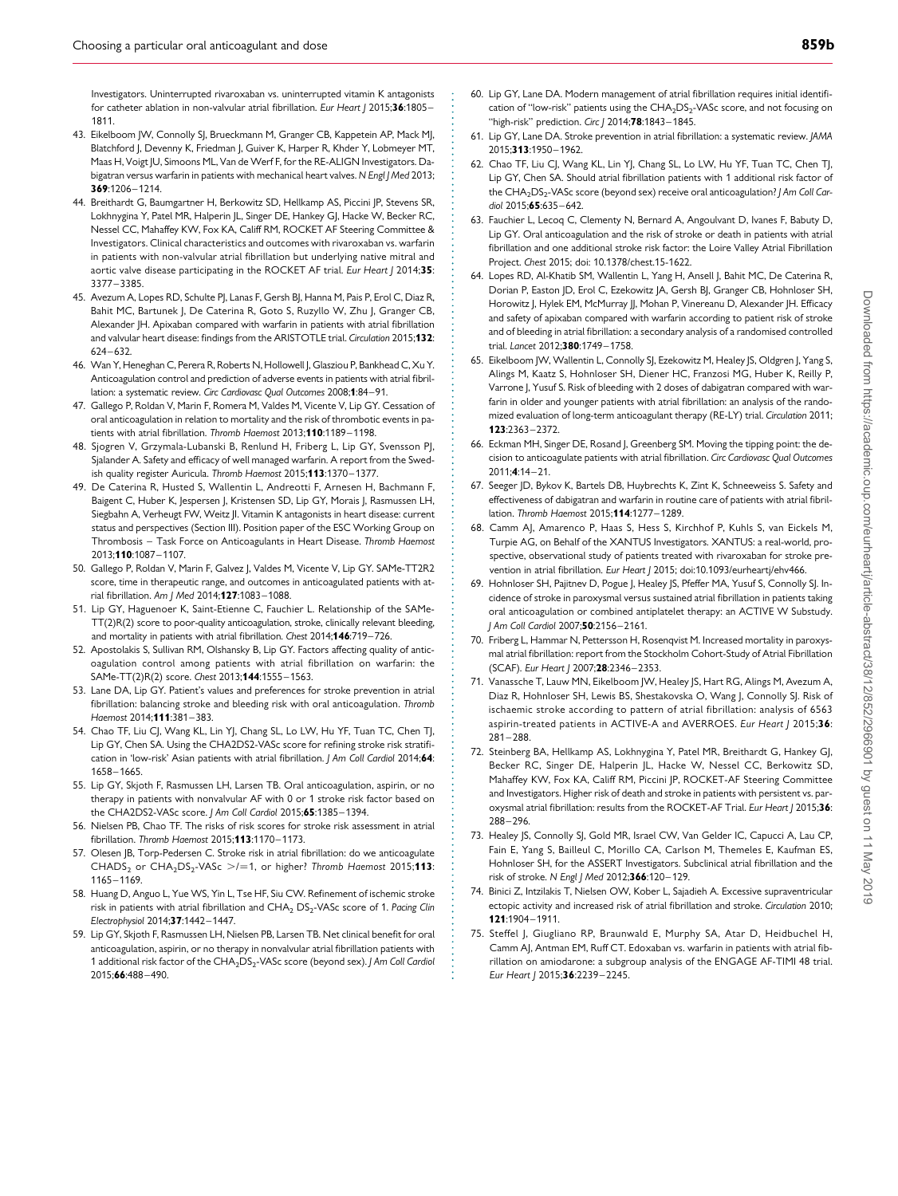Investigators. Uninterrupted rivaroxaban vs. uninterrupted vitamin K antagonists for catheter ablation in non-valvular atrial fibrillation. *Eur Heart J* 2015;**36**:1805–1811.

43. Eikelboom JW, Connolly SJ, Brueckmann M, Granger CB, Kappetein AP, Mack MJ, Blatchford J, Devenny K, Friedman J, Guiver K, Harper R, Khder Y, Lobmeyer MT, Maas H, Voigt JU, Simoons ML, Van de Werf F, for the RE-ALIGN Investigators. Dabigatran versus warfarin in patients with mechanical heart valves. *N Engl J Med* 2013; **369**:1206–1214.
44. Breithardt G, Baumgartner H, Berkowitz SD, Hellkamp AS, Piccini JP, Stevens SR, Lokhnygina Y, Patel MR, Halperin JL, Singer DE, Hankey GJ, Hacke W, Becker RC, Nessel CC, Mahaffey KW, Fox KA, Califf RM, ROCKET AF Steering Committee & Investigators. Clinical characteristics and outcomes with rivaroxaban vs. warfarin in patients with non-valvular atrial fibrillation but underlying native mitral and aortic valve disease participating in the ROCKET AF trial. *Eur Heart J* 2014;**35**: 3377–3385.
45. Avezum A, Lopes RD, Schulte PJ, Lanas F, Gersh BJ, Hanna M, Pais P, Erol C, Diaz R, Bahit MC, Bartunek J, De Caterina R, Goto S, Ruzyllo W, Zhu J, Granger CB, Alexander JH. Apixaban compared with warfarin in patients with atrial fibrillation and valvular heart disease: findings from the ARISTOTLE trial. *Circulation* 2015;**132**: 624–632.
46. Wan Y, Heneghan C, Perera R, Roberts N, Hollowell J, Glasziou P, Bankhead C, Xu Y. Anticoagulation control and prediction of adverse events in patients with atrial fibrillation: a systematic review. *Circ Cardiovasc Qual Outcomes* 2008;**1**:84–91.
47. Gallego P, Roldan V, Marin F, Romera M, Valdes M, Vicente V, Lip GY. Cessation of oral anticoagulation in relation to mortality and the risk of thrombotic events in patients with atrial fibrillation. *Thromb Haemost* 2013;**110**:1189–1198.
48. Sjogren V, Grzymala-Lubanski B, Renlund H, Friberg L, Lip GY, Svensson PJ, Sjalander A. Safety and efficacy of well managed warfarin. A report from the Swedish quality register Auricula. *Thromb Haemost* 2015;**113**:1370–1377.
49. De Caterina R, Husted S, Wallentin L, Andreotti F, Arnesen H, Bachmann F, Baigent C, Huber K, Jespersen J, Kristensen SD, Lip GY, Morais J, Rasmussen LH, Siegbahn A, Verheugt FW, Weitz JI. Vitamin K antagonists in heart disease: current status and perspectives (Section III). Position paper of the ESC Working Group on Thrombosis – Task Force on Anticoagulants in Heart Disease. *Thromb Haemost* 2013;**110**:1087–1107.
50. Gallego P, Roldan V, Marin F, Galvez J, Valdes M, Vicente V, Lip GY. SAMe-TT2R2 score, time in therapeutic range, and outcomes in anticoagulated patients with atrial fibrillation. *Am J Med* 2014;**127**:1083–1088.
51. Lip GY, Haguenoer K, Saint-Etienne C, Fauchier L. Relationship of the SAMe-TT(2)R(2) score to poor-quality anticoagulation, stroke, clinically relevant bleeding, and mortality in patients with atrial fibrillation. *Chest* 2014;**146**:719–726.
52. Apostolakis S, Sullivan RM, Olshansky B, Lip GY. Factors affecting quality of anticoagulation control among patients with atrial fibrillation on warfarin: the SAMe-TT(2)R(2) score. *Chest* 2013;**144**:1555–1563.
53. Lane DA, Lip GY. Patient's values and preferences for stroke prevention in atrial fibrillation: balancing stroke and bleeding risk with oral anticoagulation. *Thromb Haemost* 2014;**111**:381–383.
54. Chao TF, Liu CJ, Wang KL, Lin YJ, Chang SL, Lo LW, Hu YF, Tuan TC, Chen TJ, Lip GY, Chen SA. Using the CHA2DS2-VASc score for refining stroke risk stratification in 'low-risk' Asian patients with atrial fibrillation. *J Am Coll Cardiol* 2014;**64**: 1658–1665.
55. Lip GY, Skjoth F, Rasmussen LH, Larsen TB. Oral anticoagulation, aspirin, or no therapy in patients with nonvalvular AF with 0 or 1 stroke risk factor based on the CHA2DS2-VASc score. *J Am Coll Cardiol* 2015;**65**:1385–1394.
56. Nielsen PB, Chao TF. The risks of risk scores for stroke risk assessment in atrial fibrillation. *Thromb Haemost* 2015;**113**:1170–1173.
57. Olesen JB, Torp-Pedersen C. Stroke risk in atrial fibrillation: do we anticoagulate $CHADS_2$ or $CHA_2DS_2$-VASc >/=1, or higher? *Thromb Haemost* 2015;**113**: 1165–1169.
58. Huang D, Anguo L, Yue WS, Yin L, Tse HF, Siu CW. Refinement of ischemic stroke risk in patients with atrial fibrillation and $CHA_2$ $DS_2$-VASc score of 1. *Pacing Clin Electrophysiol* 2014;**37**:1442–1447.
59. Lip GY, Skjoth F, Rasmussen LH, Nielsen PB, Larsen TB. Net clinical benefit for oral anticoagulation, aspirin, or no therapy in nonvalvular atrial fibrillation patients with 1 additional risk factor of the $CHA_2DS_2$-VASc score (beyond sex). *J Am Coll Cardiol* 2015;**66**:488–490.
60. Lip GY, Lane DA. Modern management of atrial fibrillation requires initial identification of "low-risk" patients using the $CHA_2DS_2$-VASc score, and not focusing on "high-risk" prediction. *Circ J* 2014;**78**:1843–1845.
61. Lip GY, Lane DA. Stroke prevention in atrial fibrillation: a systematic review. *JAMA* 2015;**313**:1950–1962.
62. Chao TF, Liu CJ, Wang KL, Lin YJ, Chang SL, Lo LW, Hu YF, Tuan TC, Chen TJ, Lip GY, Chen SA. Should atrial fibrillation patients with 1 additional risk factor of the $CHA_2DS_2$-VASc score (beyond sex) receive oral anticoagulation? *J Am Coll Cardiol* 2015;**65**:635–642.
63. Fauchier L, Lecoq C, Clementy N, Bernard A, Angoulvant D, Ivanes F, Babuty D, Lip GY. Oral anticoagulation and the risk of stroke or death in patients with atrial fibrillation and one additional stroke risk factor: the Loire Valley Atrial Fibrillation Project. *Chest* 2015; doi: 10.1378/chest.15-1622.
64. Lopes RD, Al-Khatib SM, Wallentin L, Yang H, Ansell J, Bahit MC, De Caterina R, Dorian P, Easton JD, Erol C, Ezekowitz JA, Gersh BJ, Granger CB, Hohnloser SH, Horowitz J, Hylek EM, McMurray JJ, Mohan P, Vinereanu D, Alexander JH. Efficacy and safety of apixaban compared with warfarin according to patient risk of stroke and of bleeding in atrial fibrillation: a secondary analysis of a randomised controlled trial. *Lancet* 2012;**380**:1749–1758.
65. Eikelboom JW, Wallentin L, Connolly SJ, Ezekowitz M, Healey JS, Oldgren J, Yang S, Alings M, Kaatz S, Hohnloser SH, Diener HC, Franzosi MG, Huber K, Reilly P, Varrone J, Yusuf S. Risk of bleeding with 2 doses of dabigatran compared with warfarin in older and younger patients with atrial fibrillation: an analysis of the randomized evaluation of long-term anticoagulant therapy (RE-LY) trial. *Circulation* 2011; **123**:2363–2372.
66. Eckman MH, Singer DE, Rosand J, Greenberg SM. Moving the tipping point: the decision to anticoagulate patients with atrial fibrillation. *Circ Cardiovasc Qual Outcomes* 2011;**4**:14–21.
67. Seeger JD, Bykov K, Bartels DB, Huybrechts K, Zint K, Schneeweiss S. Safety and effectiveness of dabigatran and warfarin in routine care of patients with atrial fibrillation. *Thromb Haemost* 2015;**114**:1277–1289.
68. Camm AJ, Amarenco P, Haas S, Hess S, Kirchhof P, Kuhls S, van Eickels M, Turpie AG, on Behalf of the XANTUS Investigators. XANTUS: a real-world, prospective, observational study of patients treated with rivaroxaban for stroke prevention in atrial fibrillation. *Eur Heart J* 2015; doi:10.1093/eurheartj/ehv466.
69. Hohnloser SH, Pajitnev D, Pogue J, Healey JS, Pfeffer MA, Yusuf S, Connolly SJ. Incidence of stroke in paroxysmal versus sustained atrial fibrillation in patients taking oral anticoagulation or combined antiplatelet therapy: an ACTIVE W Substudy. *J Am Coll Cardiol* 2007;**50**:2156–2161.
70. Friberg L, Hammar N, Pettersson H, Rosenqvist M. Increased mortality in paroxysmal atrial fibrillation: report from the Stockholm Cohort-Study of Atrial Fibrillation (SCAF). *Eur Heart J* 2007;**28**:2346–2353.
71. Vanassche T, Lauw MN, Eikelboom JW, Healey JS, Hart RG, Alings M, Avezum A, Diaz R, Hohnloser SH, Lewis BS, Shestakovska O, Wang J, Connolly SJ. Risk of ischaemic stroke according to pattern of atrial fibrillation: analysis of 6563 aspirin-treated patients in ACTIVE-A and AVERROES. *Eur Heart J* 2015;**36**: 281–288.
72. Steinberg BA, Hellkamp AS, Lokhnygina Y, Patel MR, Breithardt G, Hankey GJ, Becker RC, Singer DE, Halperin JL, Hacke W, Nessel CC, Berkowitz SD, Mahaffey KW, Fox KA, Califf RM, Piccini JP, ROCKET-AF Steering Committee and Investigators. Higher risk of death and stroke in patients with persistent vs. paroxysmal atrial fibrillation: results from the ROCKET-AF Trial. *Eur Heart J* 2015;**36**: 288–296.
73. Healey JS, Connolly SJ, Gold MR, Israel CW, Van Gelder IC, Capucci A, Lau CP, Fain E, Yang S, Bailleul C, Morillo CA, Carlson M, Themeles E, Kaufman ES, Hohnloser SH, for the ASSERT Investigators. Subclinical atrial fibrillation and the risk of stroke. *N Engl J Med* 2012;**366**:120–129.
74. Binici Z, Intzilakis T, Nielsen OW, Kober L, Sajadieh A. Excessive supraventricular ectopic activity and increased risk of atrial fibrillation and stroke. *Circulation* 2010; **121**:1904–1911.
75. Steffel J, Giugliano RP, Braunwald E, Murphy SA, Atar D, Heidbuchel H, Camm AJ, Antman EM, Ruff CT. Edoxaban vs. warfarin in patients with atrial fibrillation on amiodarone: a subgroup analysis of the ENGAGE AF-TIMI 48 trial. *Eur Heart J* 2015;**36**:2239–2245.